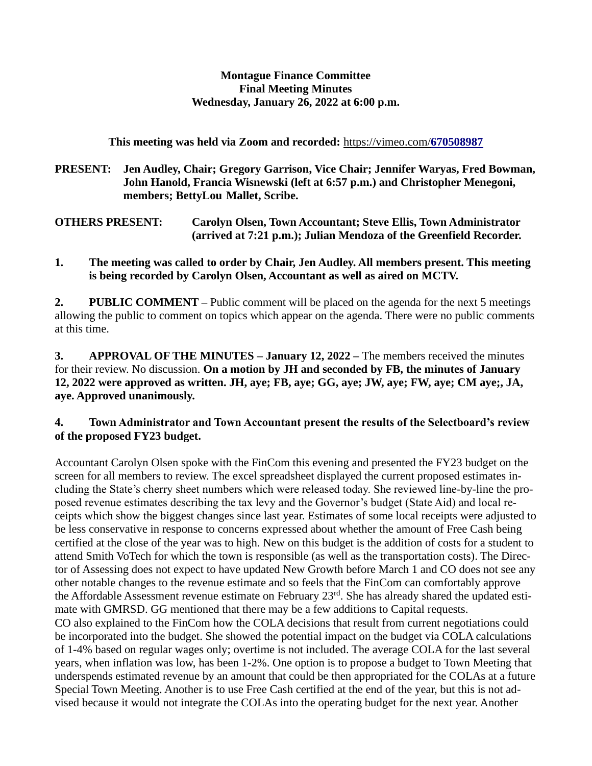**Montague Finance Committee**
**Final Meeting Minutes**
**Wednesday, January 26, 2022 at 6:00 p.m.**

**This meeting was held via Zoom and recorded:** https://vimeo.com/**670508987**

**PRESENT: Jen Audley, Chair; Gregory Garrison, Vice Chair; Jennifer Waryas, Fred Bowman, John Hanold, Francia Wisnewski (left at 6:57 p.m.) and Christopher Menegoni, members; BettyLou Mallet, Scribe.**

**OTHERS PRESENT: Carolyn Olsen, Town Accountant; Steve Ellis, Town Administrator (arrived at 7:21 p.m.); Julian Mendoza of the Greenfield Recorder.**

**1. The meeting was called to order by Chair, Jen Audley. All members present. This meeting is being recorded by Carolyn Olsen, Accountant as well as aired on MCTV.**

**2. PUBLIC COMMENT –** Public comment will be placed on the agenda for the next 5 meetings allowing the public to comment on topics which appear on the agenda. There were no public comments at this time.

**3. APPROVAL OF THE MINUTES – January 12, 2022 –** The members received the minutes for their review. No discussion. **On a motion by JH and seconded by FB, the minutes of January 12, 2022 were approved as written. JH, aye; FB, aye; GG, aye; JW, aye; FW, aye; CM aye;, JA, aye. Approved unanimously.**

**4. Town Administrator and Town Accountant present the results of the Selectboard's review of the proposed FY23 budget.**

Accountant Carolyn Olsen spoke with the FinCom this evening and presented the FY23 budget on the screen for all members to review. The excel spreadsheet displayed the current proposed estimates including the State's cherry sheet numbers which were released today. She reviewed line-by-line the proposed revenue estimates describing the tax levy and the Governor's budget (State Aid) and local receipts which show the biggest changes since last year. Estimates of some local receipts were adjusted to be less conservative in response to concerns expressed about whether the amount of Free Cash being certified at the close of the year was to high. New on this budget is the addition of costs for a student to attend Smith VoTech for which the town is responsible (as well as the transportation costs). The Director of Assessing does not expect to have updated New Growth before March 1 and CO does not see any other notable changes to the revenue estimate and so feels that the FinCom can comfortably approve the Affordable Assessment revenue estimate on February 23rd. She has already shared the updated estimate with GMRSD. GG mentioned that there may be a few additions to Capital requests.
CO also explained to the FinCom how the COLA decisions that result from current negotiations could be incorporated into the budget. She showed the potential impact on the budget via COLA calculations of 1-4% based on regular wages only; overtime is not included. The average COLA for the last several years, when inflation was low, has been 1-2%. One option is to propose a budget to Town Meeting that underspends estimated revenue by an amount that could be then appropriated for the COLAs at a future Special Town Meeting. Another is to use Free Cash certified at the end of the year, but this is not advised because it would not integrate the COLAs into the operating budget for the next year. Another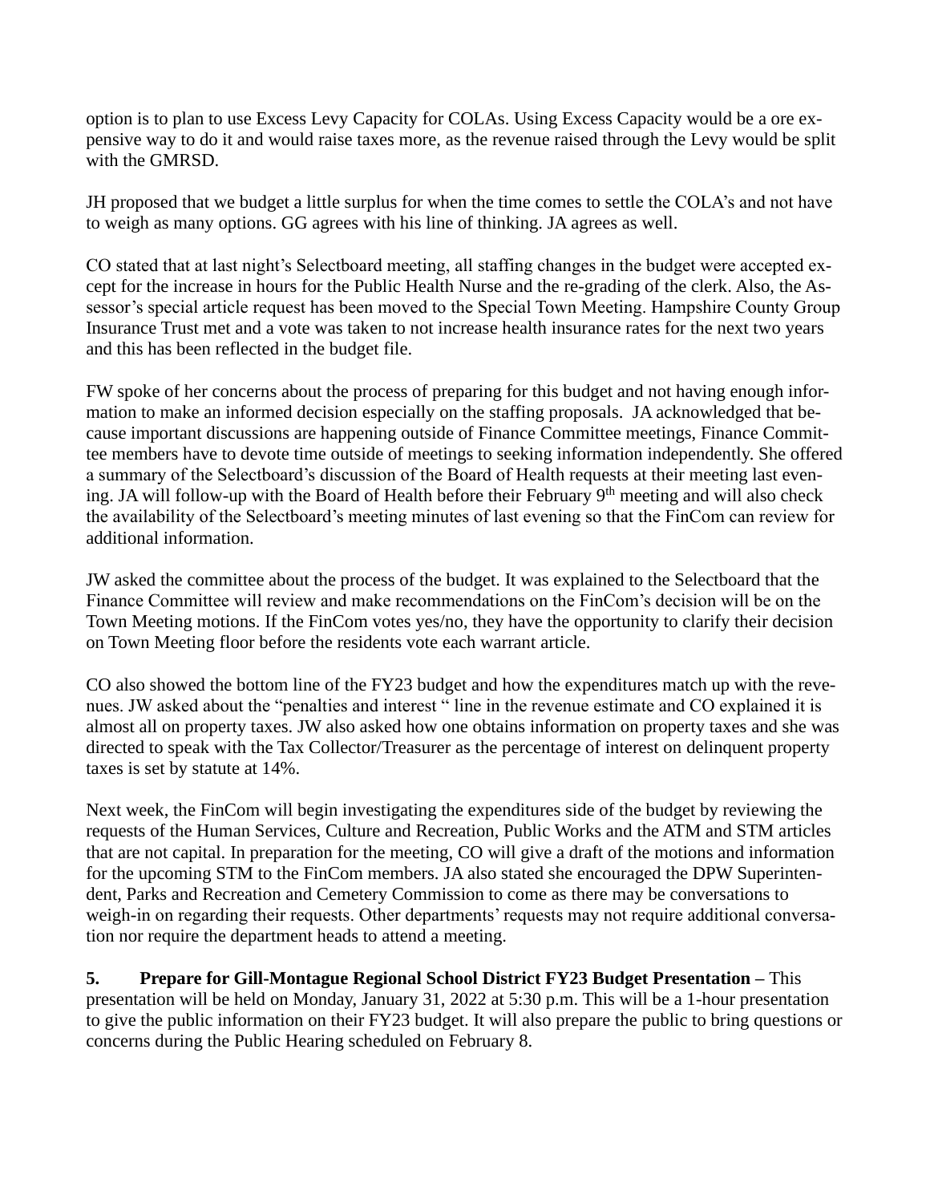option is to plan to use Excess Levy Capacity for COLAs. Using Excess Capacity would be a ore expensive way to do it and would raise taxes more, as the revenue raised through the Levy would be split with the GMRSD.

JH proposed that we budget a little surplus for when the time comes to settle the COLA's and not have to weigh as many options. GG agrees with his line of thinking. JA agrees as well.

CO stated that at last night's Selectboard meeting, all staffing changes in the budget were accepted except for the increase in hours for the Public Health Nurse and the re-grading of the clerk. Also, the Assessor's special article request has been moved to the Special Town Meeting. Hampshire County Group Insurance Trust met and a vote was taken to not increase health insurance rates for the next two years and this has been reflected in the budget file.

FW spoke of her concerns about the process of preparing for this budget and not having enough information to make an informed decision especially on the staffing proposals. JA acknowledged that because important discussions are happening outside of Finance Committee meetings, Finance Committee members have to devote time outside of meetings to seeking information independently. She offered a summary of the Selectboard's discussion of the Board of Health requests at their meeting last evening. JA will follow-up with the Board of Health before their February 9th meeting and will also check the availability of the Selectboard's meeting minutes of last evening so that the FinCom can review for additional information.

JW asked the committee about the process of the budget. It was explained to the Selectboard that the Finance Committee will review and make recommendations on the FinCom's decision will be on the Town Meeting motions. If the FinCom votes yes/no, they have the opportunity to clarify their decision on Town Meeting floor before the residents vote each warrant article.

CO also showed the bottom line of the FY23 budget and how the expenditures match up with the revenues. JW asked about the "penalties and interest " line in the revenue estimate and CO explained it is almost all on property taxes. JW also asked how one obtains information on property taxes and she was directed to speak with the Tax Collector/Treasurer as the percentage of interest on delinquent property taxes is set by statute at 14%.

Next week, the FinCom will begin investigating the expenditures side of the budget by reviewing the requests of the Human Services, Culture and Recreation, Public Works and the ATM and STM articles that are not capital. In preparation for the meeting, CO will give a draft of the motions and information for the upcoming STM to the FinCom members. JA also stated she encouraged the DPW Superintendent, Parks and Recreation and Cemetery Commission to come as there may be conversations to weigh-in on regarding their requests. Other departments' requests may not require additional conversation nor require the department heads to attend a meeting.

**5. Prepare for Gill-Montague Regional School District FY23 Budget Presentation –** This presentation will be held on Monday, January 31, 2022 at 5:30 p.m. This will be a 1-hour presentation to give the public information on their FY23 budget. It will also prepare the public to bring questions or concerns during the Public Hearing scheduled on February 8.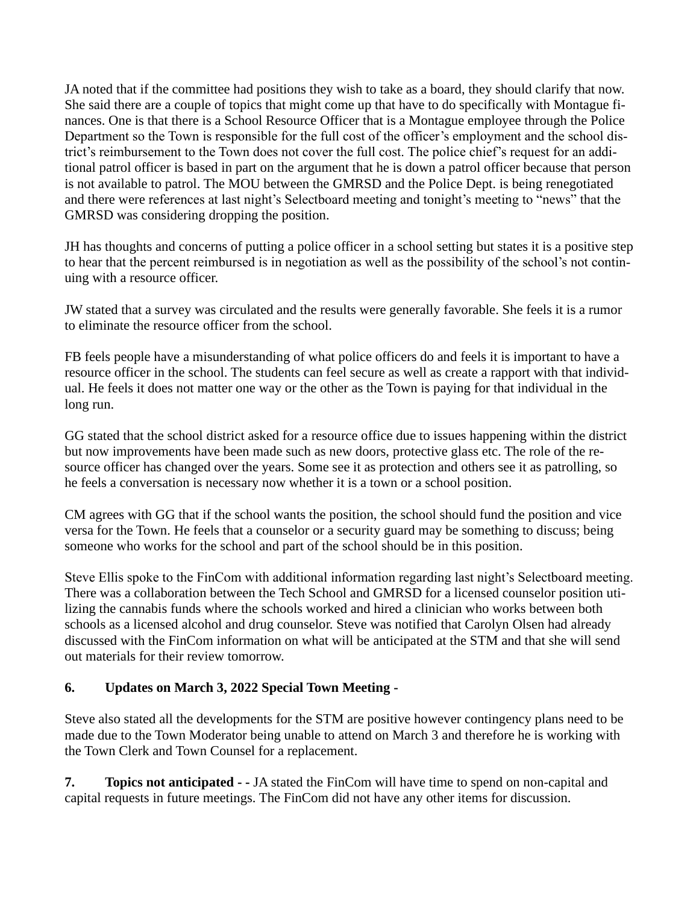JA noted that if the committee had positions they wish to take as a board, they should clarify that now. She said there are a couple of topics that might come up that have to do specifically with Montague finances. One is that there is a School Resource Officer that is a Montague employee through the Police Department so the Town is responsible for the full cost of the officer's employment and the school district's reimbursement to the Town does not cover the full cost. The police chief's request for an additional patrol officer is based in part on the argument that he is down a patrol officer because that person is not available to patrol. The MOU between the GMRSD and the Police Dept. is being renegotiated and there were references at last night's Selectboard meeting and tonight's meeting to "news" that the GMRSD was considering dropping the position.

JH has thoughts and concerns of putting a police officer in a school setting but states it is a positive step to hear that the percent reimbursed is in negotiation as well as the possibility of the school's not continuing with a resource officer.

JW stated that a survey was circulated and the results were generally favorable. She feels it is a rumor to eliminate the resource officer from the school.

FB feels people have a misunderstanding of what police officers do and feels it is important to have a resource officer in the school. The students can feel secure as well as create a rapport with that individual. He feels it does not matter one way or the other as the Town is paying for that individual in the long run.

GG stated that the school district asked for a resource office due to issues happening within the district but now improvements have been made such as new doors, protective glass etc. The role of the resource officer has changed over the years. Some see it as protection and others see it as patrolling, so he feels a conversation is necessary now whether it is a town or a school position.

CM agrees with GG that if the school wants the position, the school should fund the position and vice versa for the Town. He feels that a counselor or a security guard may be something to discuss; being someone who works for the school and part of the school should be in this position.

Steve Ellis spoke to the FinCom with additional information regarding last night's Selectboard meeting. There was a collaboration between the Tech School and GMRSD for a licensed counselor position utilizing the cannabis funds where the schools worked and hired a clinician who works between both schools as a licensed alcohol and drug counselor. Steve was notified that Carolyn Olsen had already discussed with the FinCom information on what will be anticipated at the STM and that she will send out materials for their review tomorrow.

**6. Updates on March 3, 2022 Special Town Meeting -**

Steve also stated all the developments for the STM are positive however contingency plans need to be made due to the Town Moderator being unable to attend on March 3 and therefore he is working with the Town Clerk and Town Counsel for a replacement.

**7. Topics not anticipated - -** JA stated the FinCom will have time to spend on non-capital and capital requests in future meetings. The FinCom did not have any other items for discussion.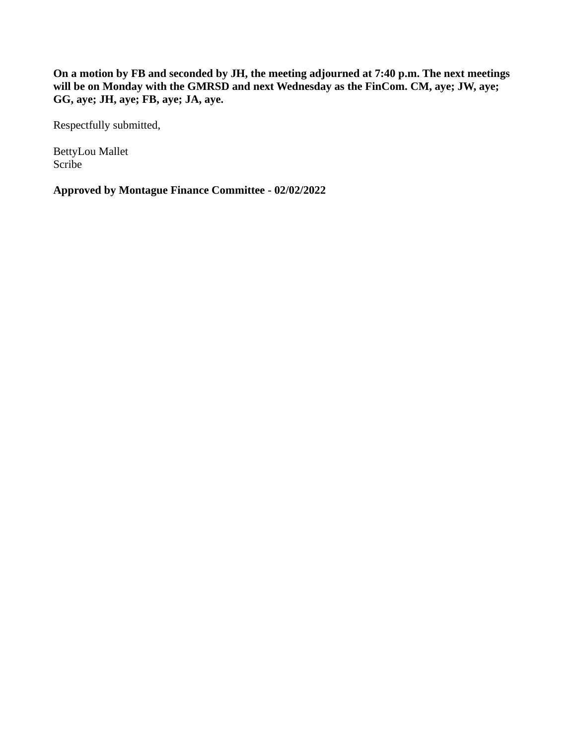**On a motion by FB and seconded by JH, the meeting adjourned at 7:40 p.m. The next meetings will be on Monday with the GMRSD and next Wednesday as the FinCom. CM, aye; JW, aye; GG, aye; JH, aye; FB, aye; JA, aye.**

Respectfully submitted,

BettyLou Mallet
Scribe

**Approved by Montague Finance Committee - 02/02/2022**